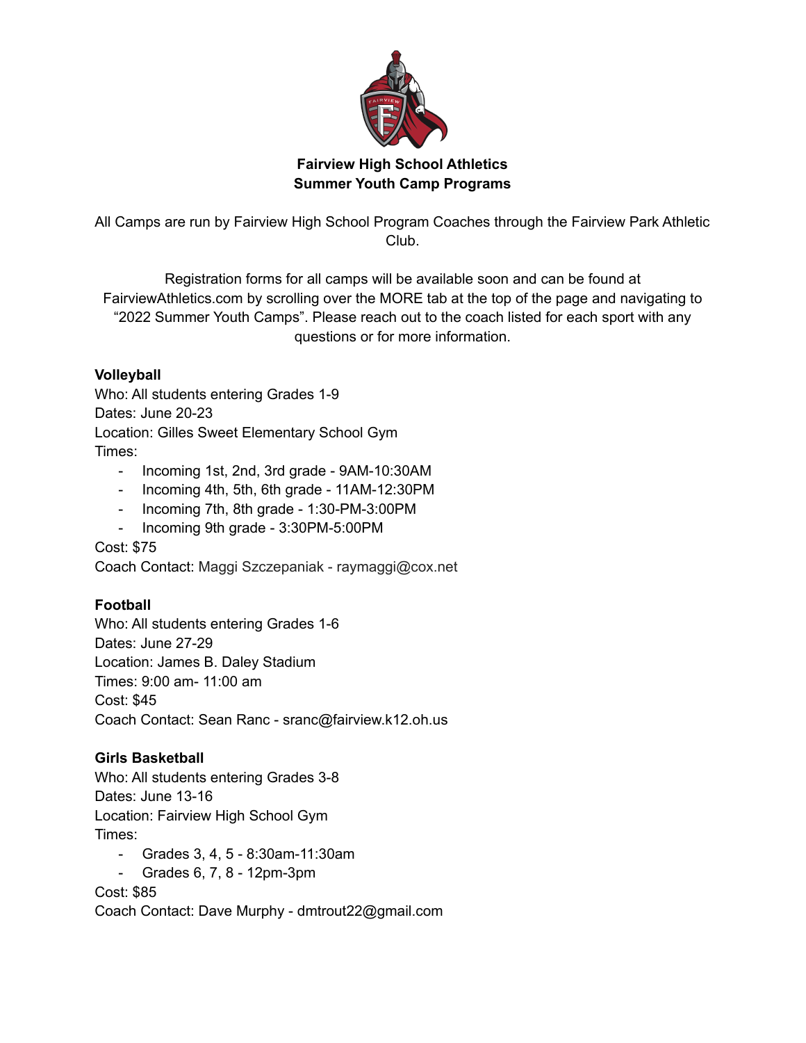# Fairview High School Athletics
## Summer Youth Camp Programs

All Camps are run by Fairview High School Program Coaches through the Fairview Park Athletic Club.

Registration forms for all camps will be available soon and can be found at FairviewAthletics.com by scrolling over the MORE tab at the top of the page and navigating to "2022 Summer Youth Camps". Please reach out to the coach listed for each sport with any questions or for more information.

**Volleyball**
Who: All students entering Grades 1-9
Dates: June 20-23
Location: Gilles Sweet Elementary School Gym
Times:
- Incoming 1st, 2nd, 3rd grade - 9AM-10:30AM
- Incoming 4th, 5th, 6th grade - 11AM-12:30PM
- Incoming 7th, 8th grade - 1:30-PM-3:00PM
- Incoming 9th grade - 3:30PM-5:00PM

Cost: $75
Coach Contact: Maggi Szczepaniak - raymaggi@cox.net

**Football**
Who: All students entering Grades 1-6
Dates: June 27-29
Location: James B. Daley Stadium
Times: 9:00 am- 11:00 am
Cost: $45
Coach Contact: Sean Ranc - sranc@fairview.k12.oh.us

**Girls Basketball**
Who: All students entering Grades 3-8
Dates: June 13-16
Location: Fairview High School Gym
Times:
- Grades 3, 4, 5 - 8:30am-11:30am
- Grades 6, 7, 8 - 12pm-3pm

Cost: $85
Coach Contact: Dave Murphy - dmtrout22@gmail.com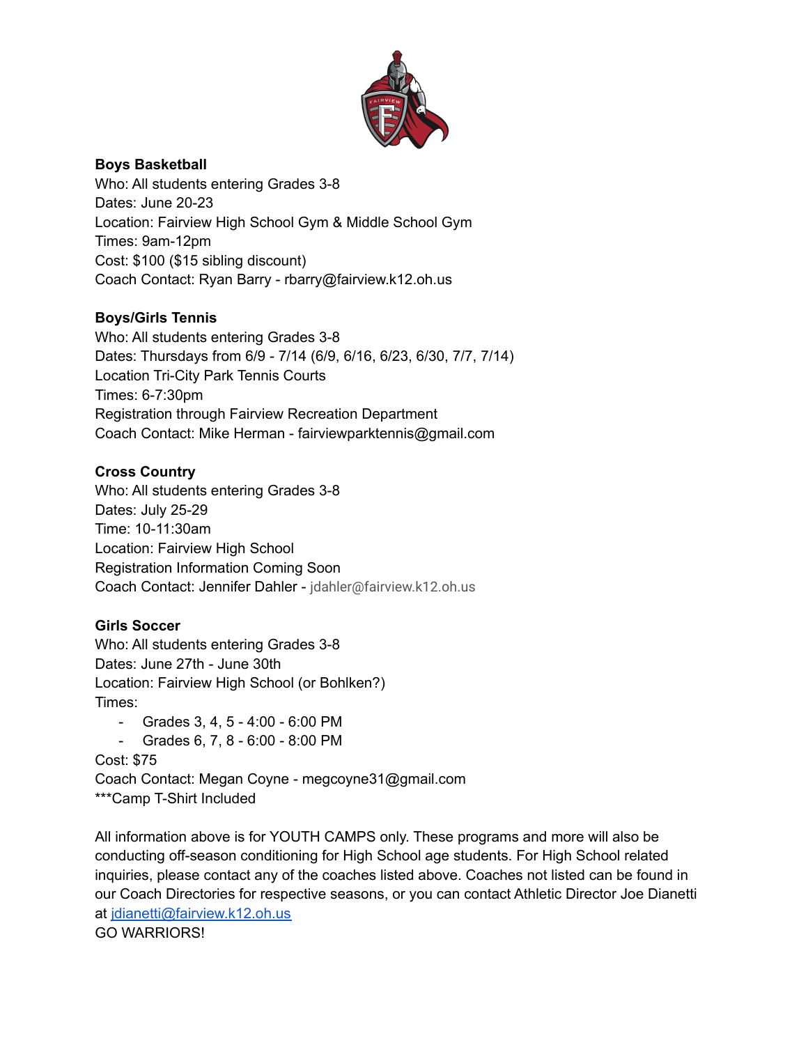**Boys Basketball**
Who: All students entering Grades 3-8
Dates: June 20-23
Location: Fairview High School Gym & Middle School Gym
Times: 9am-12pm
Cost: $100 ($15 sibling discount)
Coach Contact: Ryan Barry - rbarry@fairview.k12.oh.us

**Boys/Girls Tennis**
Who: All students entering Grades 3-8
Dates: Thursdays from 6/9 - 7/14 (6/9, 6/16, 6/23, 6/30, 7/7, 7/14)
Location Tri-City Park Tennis Courts
Times: 6-7:30pm
Registration through Fairview Recreation Department
Coach Contact: Mike Herman - fairviewparktennis@gmail.com

**Cross Country**
Who: All students entering Grades 3-8
Dates: July 25-29
Time: 10-11:30am
Location: Fairview High School
Registration Information Coming Soon
Coach Contact: Jennifer Dahler - jdahler@fairview.k12.oh.us

**Girls Soccer**
Who: All students entering Grades 3-8
Dates: June 27th - June 30th
Location: Fairview High School (or Bohlken?)
Times:

- Grades 3, 4, 5 - 4:00 - 6:00 PM
- Grades 6, 7, 8 - 6:00 - 8:00 PM

Cost: $75
Coach Contact: Megan Coyne - megcoyne31@gmail.com
***Camp T-Shirt Included

All information above is for YOUTH CAMPS only. These programs and more will also be conducting off-season conditioning for High School age students. For High School related inquiries, please contact any of the coaches listed above. Coaches not listed can be found in our Coach Directories for respective seasons, or you can contact Athletic Director Joe Dianetti at jdianetti@fairview.k12.oh.us
GO WARRIORS!